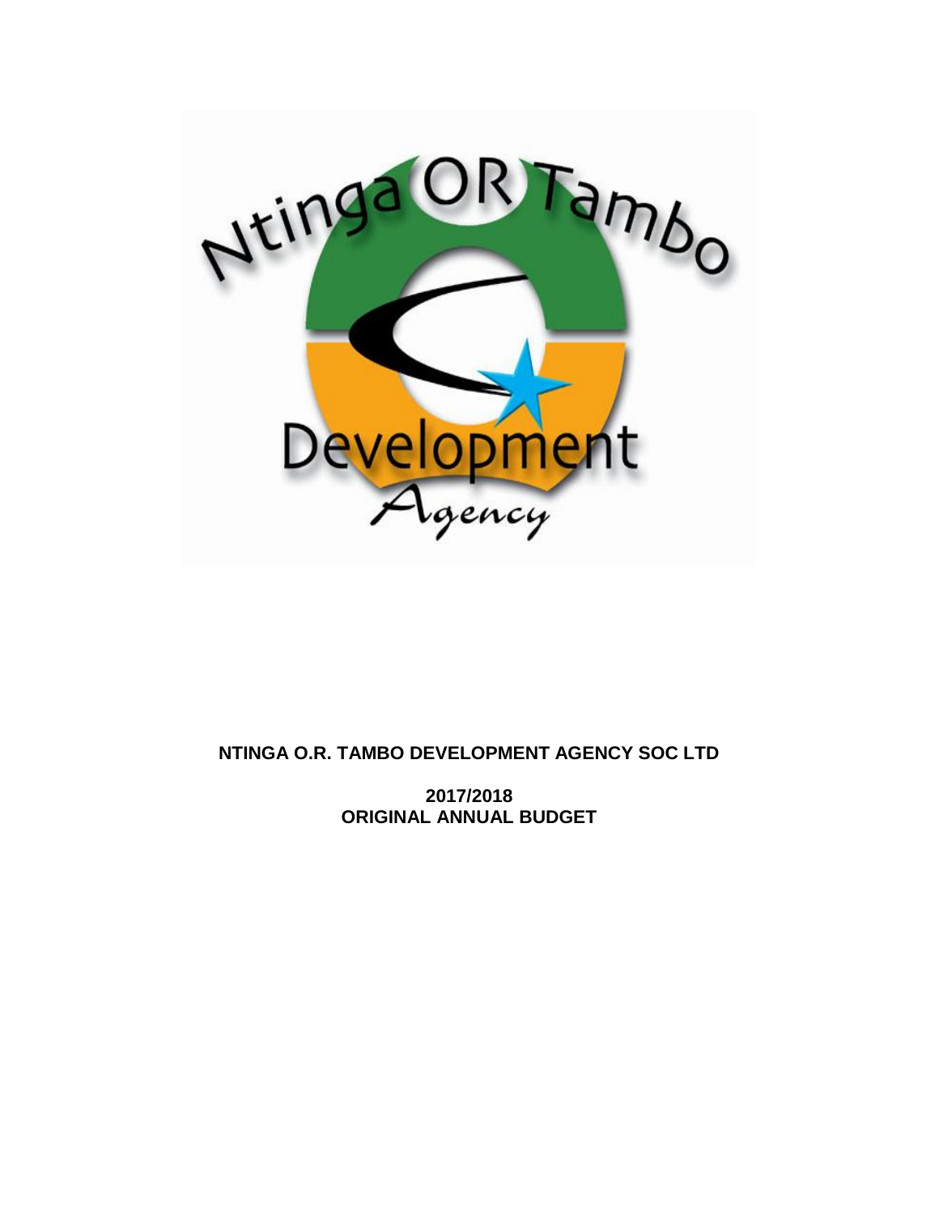**NTINGA O.R. TAMBO DEVELOPMENT AGENCY SOC LTD**

**2017/2018**
**ORIGINAL ANNUAL BUDGET**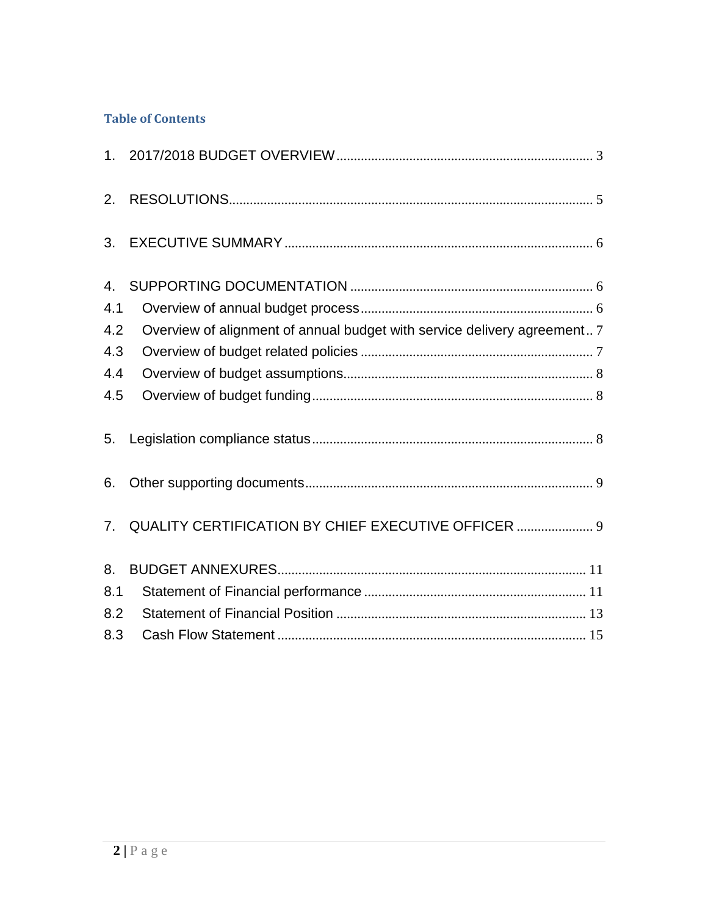## Table of Contents

1. 2017/2018 BUDGET OVERVIEW ........ 3

2. RESOLUTIONS ........ 5

3. EXECUTIVE SUMMARY ........ 6

4. SUPPORTING DOCUMENTATION ........ 6
   - 4.1 Overview of annual budget process ........ 6
   - 4.2 Overview of alignment of annual budget with service delivery agreement ........ 7
   - 4.3 Overview of budget related policies ........ 7
   - 4.4 Overview of budget assumptions ........ 8
   - 4.5 Overview of budget funding ........ 8

5. Legislation compliance status ........ 8

6. Other supporting documents ........ 9

7. QUALITY CERTIFICATION BY CHIEF EXECUTIVE OFFICER ........ 9

8. BUDGET ANNEXURES ........ 11
   - 8.1 Statement of Financial performance ........ 11
   - 8.2 Statement of Financial Position ........ 13
   - 8.3 Cash Flow Statement ........ 15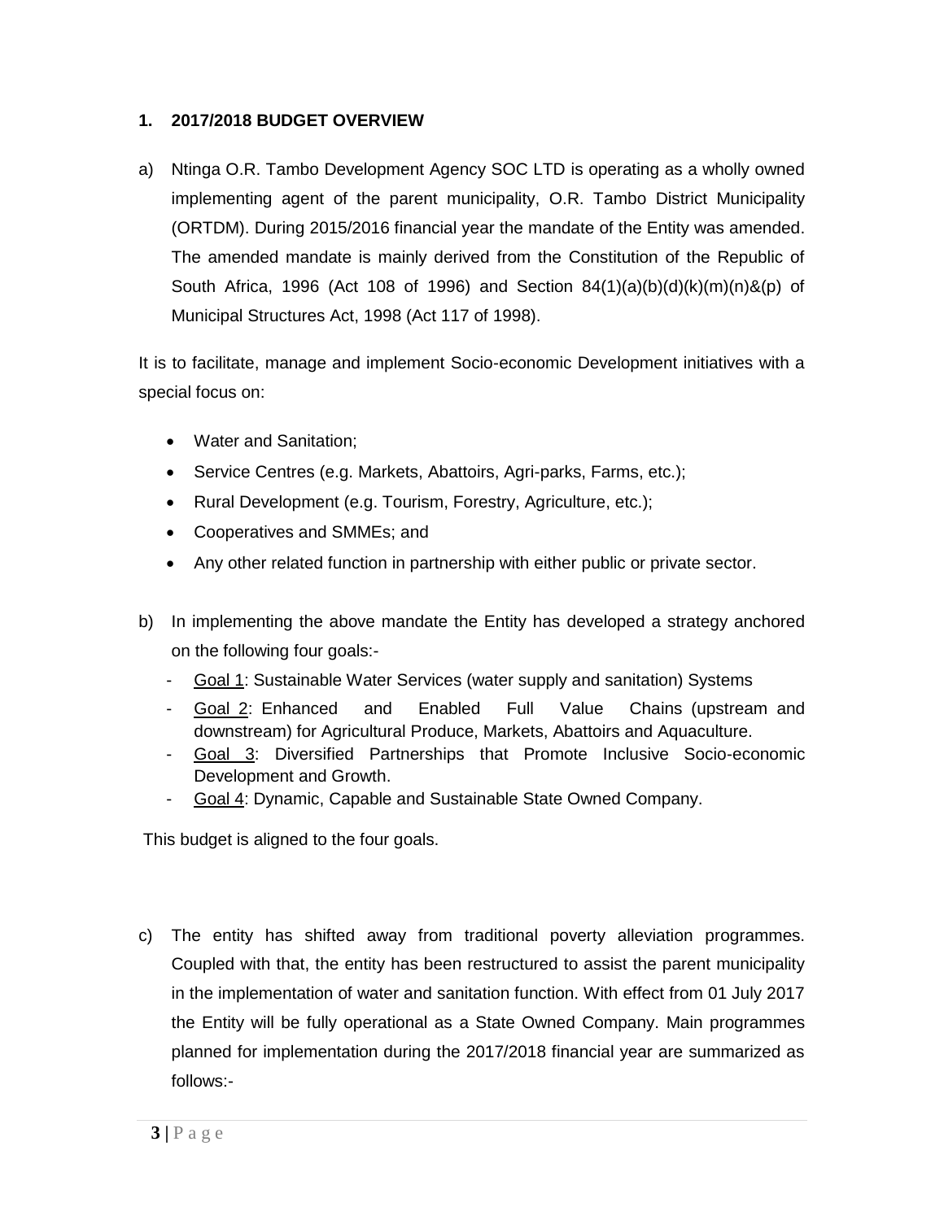## 1. 2017/2018 BUDGET OVERVIEW

a) Ntinga O.R. Tambo Development Agency SOC LTD is operating as a wholly owned implementing agent of the parent municipality, O.R. Tambo District Municipality (ORTDM). During 2015/2016 financial year the mandate of the Entity was amended. The amended mandate is mainly derived from the Constitution of the Republic of South Africa, 1996 (Act 108 of 1996) and Section 84(1)(a)(b)(d)(k)(m)(n)&(p) of Municipal Structures Act, 1998 (Act 117 of 1998).

It is to facilitate, manage and implement Socio-economic Development initiatives with a special focus on:

- Water and Sanitation;
- Service Centres (e.g. Markets, Abattoirs, Agri-parks, Farms, etc.);
- Rural Development (e.g. Tourism, Forestry, Agriculture, etc.);
- Cooperatives and SMMEs; and
- Any other related function in partnership with either public or private sector.

b) In implementing the above mandate the Entity has developed a strategy anchored on the following four goals:-

- Goal 1: Sustainable Water Services (water supply and sanitation) Systems
- Goal 2: Enhanced and Enabled Full Value Chains (upstream and downstream) for Agricultural Produce, Markets, Abattoirs and Aquaculture.
- Goal 3: Diversified Partnerships that Promote Inclusive Socio-economic Development and Growth.
- Goal 4: Dynamic, Capable and Sustainable State Owned Company.

This budget is aligned to the four goals.

c) The entity has shifted away from traditional poverty alleviation programmes. Coupled with that, the entity has been restructured to assist the parent municipality in the implementation of water and sanitation function. With effect from 01 July 2017 the Entity will be fully operational as a State Owned Company. Main programmes planned for implementation during the 2017/2018 financial year are summarized as follows:-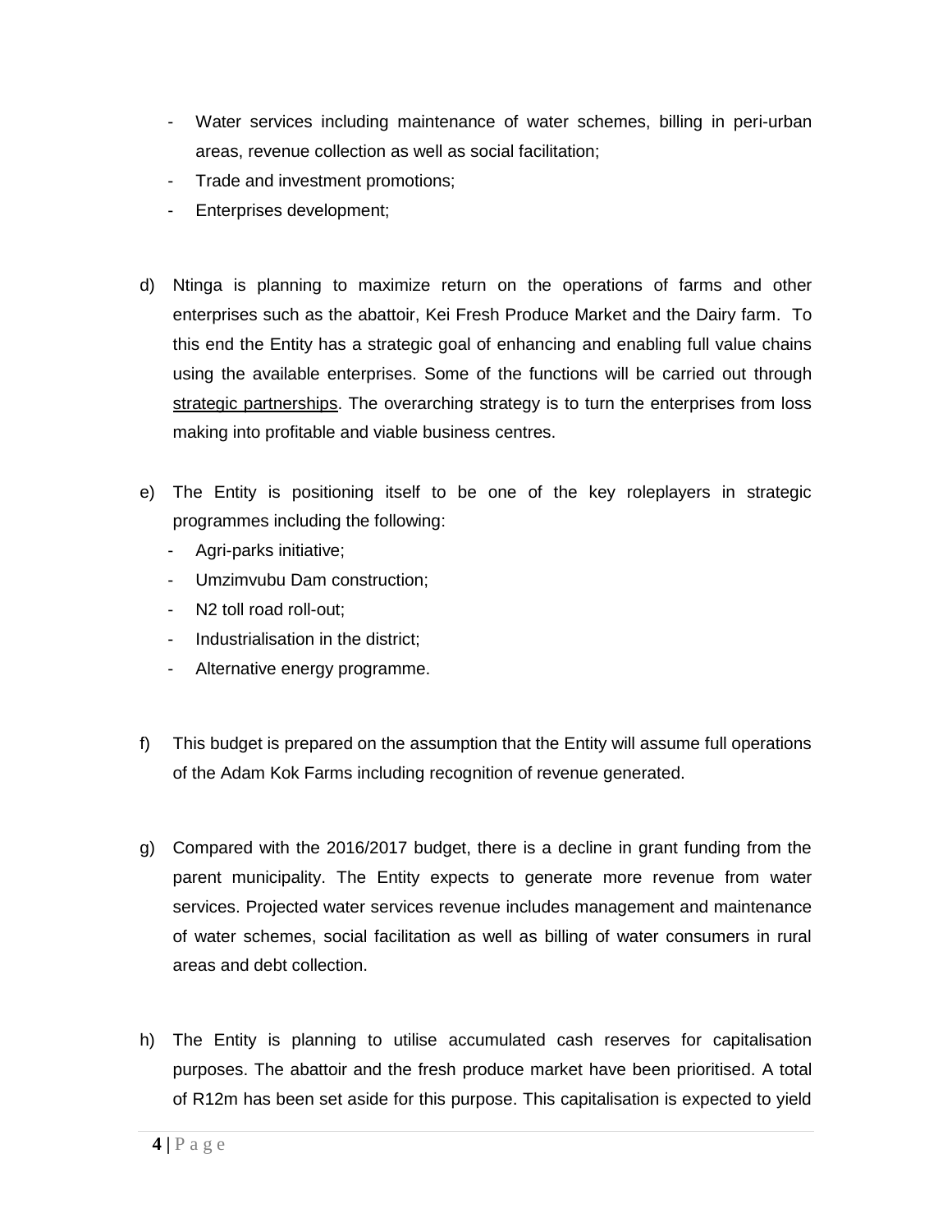- Water services including maintenance of water schemes, billing in peri-urban areas, revenue collection as well as social facilitation;
- Trade and investment promotions;
- Enterprises development;

d) Ntinga is planning to maximize return on the operations of farms and other enterprises such as the abattoir, Kei Fresh Produce Market and the Dairy farm. To this end the Entity has a strategic goal of enhancing and enabling full value chains using the available enterprises. Some of the functions will be carried out through strategic partnerships. The overarching strategy is to turn the enterprises from loss making into profitable and viable business centres.

e) The Entity is positioning itself to be one of the key roleplayers in strategic programmes including the following:
   - Agri-parks initiative;
   - Umzimvubu Dam construction;
   - N2 toll road roll-out;
   - Industrialisation in the district;
   - Alternative energy programme.

f) This budget is prepared on the assumption that the Entity will assume full operations of the Adam Kok Farms including recognition of revenue generated.

g) Compared with the 2016/2017 budget, there is a decline in grant funding from the parent municipality. The Entity expects to generate more revenue from water services. Projected water services revenue includes management and maintenance of water schemes, social facilitation as well as billing of water consumers in rural areas and debt collection.

h) The Entity is planning to utilise accumulated cash reserves for capitalisation purposes. The abattoir and the fresh produce market have been prioritised. A total of R12m has been set aside for this purpose. This capitalisation is expected to yield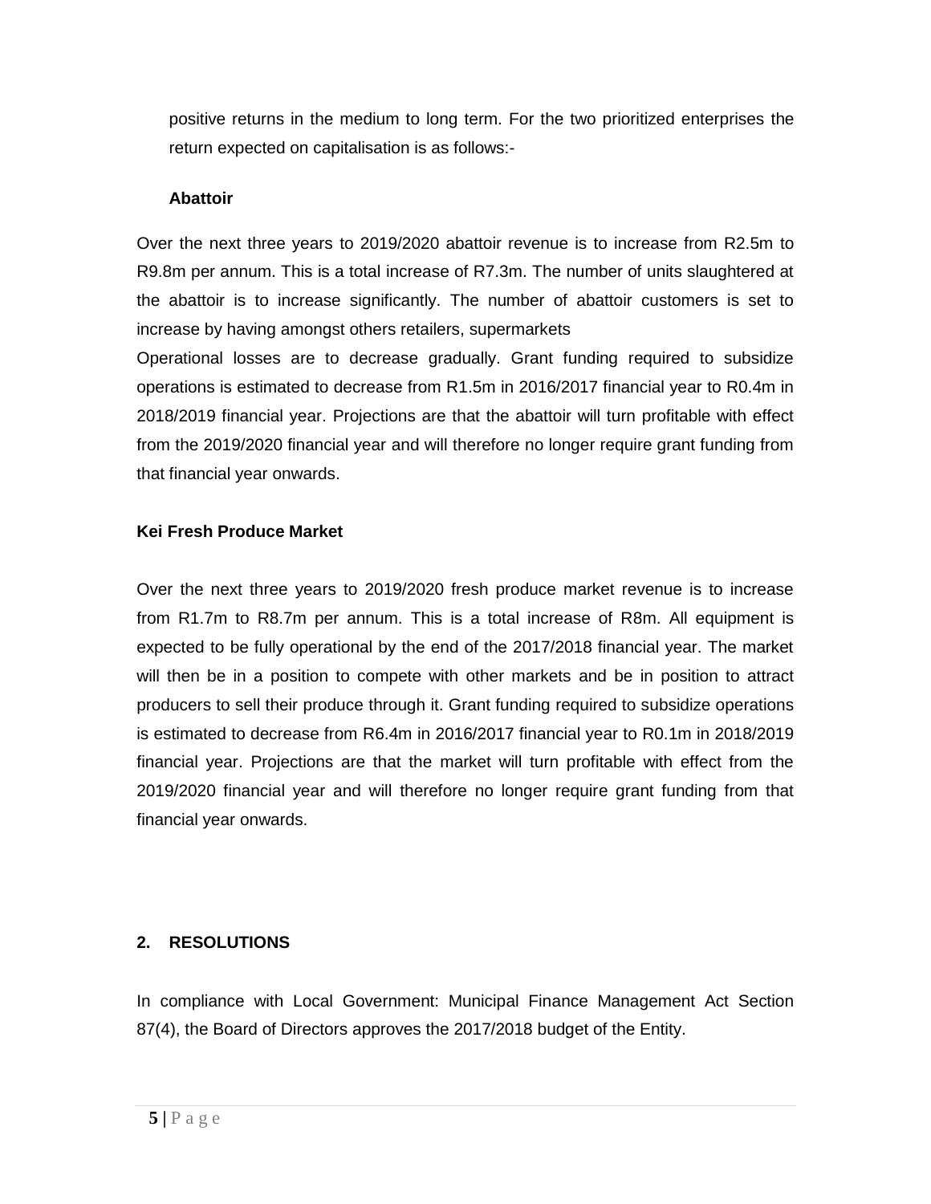positive returns in the medium to long term. For the two prioritized enterprises the return expected on capitalisation is as follows:-

**Abattoir**

Over the next three years to 2019/2020 abattoir revenue is to increase from R2.5m to R9.8m per annum. This is a total increase of R7.3m. The number of units slaughtered at the abattoir is to increase significantly. The number of abattoir customers is set to increase by having amongst others retailers, supermarkets

Operational losses are to decrease gradually. Grant funding required to subsidize operations is estimated to decrease from R1.5m in 2016/2017 financial year to R0.4m in 2018/2019 financial year. Projections are that the abattoir will turn profitable with effect from the 2019/2020 financial year and will therefore no longer require grant funding from that financial year onwards.

**Kei Fresh Produce Market**

Over the next three years to 2019/2020 fresh produce market revenue is to increase from R1.7m to R8.7m per annum. This is a total increase of R8m. All equipment is expected to be fully operational by the end of the 2017/2018 financial year. The market will then be in a position to compete with other markets and be in position to attract producers to sell their produce through it. Grant funding required to subsidize operations is estimated to decrease from R6.4m in 2016/2017 financial year to R0.1m in 2018/2019 financial year. Projections are that the market will turn profitable with effect from the 2019/2020 financial year and will therefore no longer require grant funding from that financial year onwards.

## 2. RESOLUTIONS

In compliance with Local Government: Municipal Finance Management Act Section 87(4), the Board of Directors approves the 2017/2018 budget of the Entity.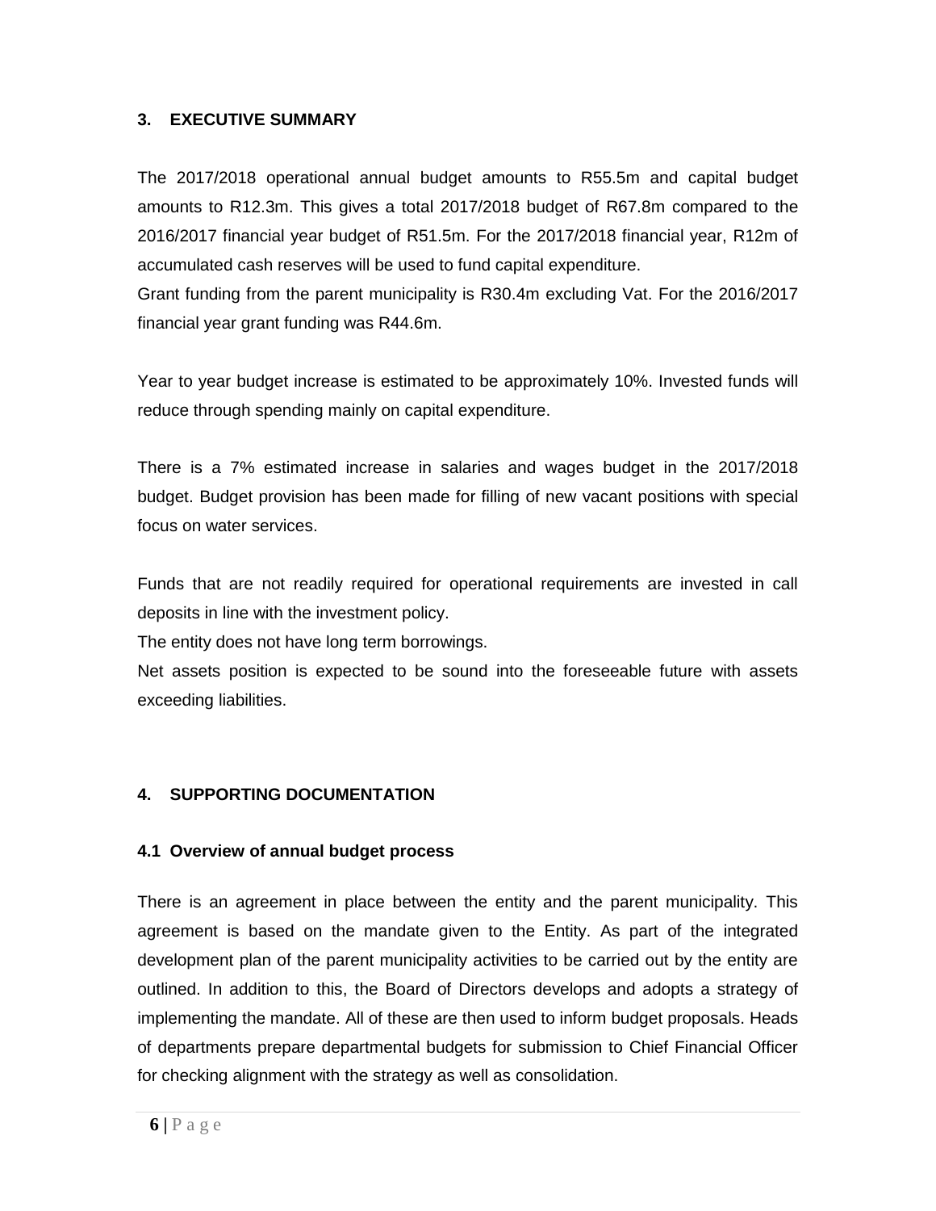## 3. EXECUTIVE SUMMARY

The 2017/2018 operational annual budget amounts to R55.5m and capital budget amounts to R12.3m. This gives a total 2017/2018 budget of R67.8m compared to the 2016/2017 financial year budget of R51.5m. For the 2017/2018 financial year, R12m of accumulated cash reserves will be used to fund capital expenditure.

Grant funding from the parent municipality is R30.4m excluding Vat. For the 2016/2017 financial year grant funding was R44.6m.

Year to year budget increase is estimated to be approximately 10%. Invested funds will reduce through spending mainly on capital expenditure.

There is a 7% estimated increase in salaries and wages budget in the 2017/2018 budget. Budget provision has been made for filling of new vacant positions with special focus on water services.

Funds that are not readily required for operational requirements are invested in call deposits in line with the investment policy.

The entity does not have long term borrowings.

Net assets position is expected to be sound into the foreseeable future with assets exceeding liabilities.

## 4. SUPPORTING DOCUMENTATION

### 4.1 Overview of annual budget process

There is an agreement in place between the entity and the parent municipality. This agreement is based on the mandate given to the Entity. As part of the integrated development plan of the parent municipality activities to be carried out by the entity are outlined. In addition to this, the Board of Directors develops and adopts a strategy of implementing the mandate. All of these are then used to inform budget proposals. Heads of departments prepare departmental budgets for submission to Chief Financial Officer for checking alignment with the strategy as well as consolidation.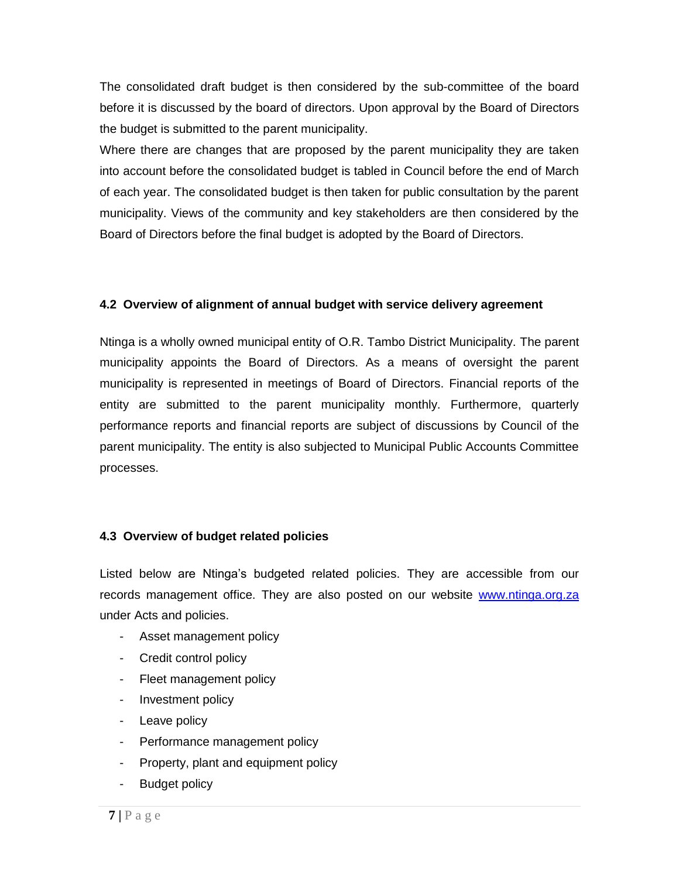The consolidated draft budget is then considered by the sub-committee of the board before it is discussed by the board of directors. Upon approval by the Board of Directors the budget is submitted to the parent municipality.

Where there are changes that are proposed by the parent municipality they are taken into account before the consolidated budget is tabled in Council before the end of March of each year. The consolidated budget is then taken for public consultation by the parent municipality. Views of the community and key stakeholders are then considered by the Board of Directors before the final budget is adopted by the Board of Directors.

### 4.2 Overview of alignment of annual budget with service delivery agreement

Ntinga is a wholly owned municipal entity of O.R. Tambo District Municipality. The parent municipality appoints the Board of Directors. As a means of oversight the parent municipality is represented in meetings of Board of Directors. Financial reports of the entity are submitted to the parent municipality monthly. Furthermore, quarterly performance reports and financial reports are subject of discussions by Council of the parent municipality. The entity is also subjected to Municipal Public Accounts Committee processes.

### 4.3 Overview of budget related policies

Listed below are Ntinga's budgeted related policies. They are accessible from our records management office. They are also posted on our website [www.ntinga.org.za](http://www.ntinga.org.za) under Acts and policies.

- Asset management policy
- Credit control policy
- Fleet management policy
- Investment policy
- Leave policy
- Performance management policy
- Property, plant and equipment policy
- Budget policy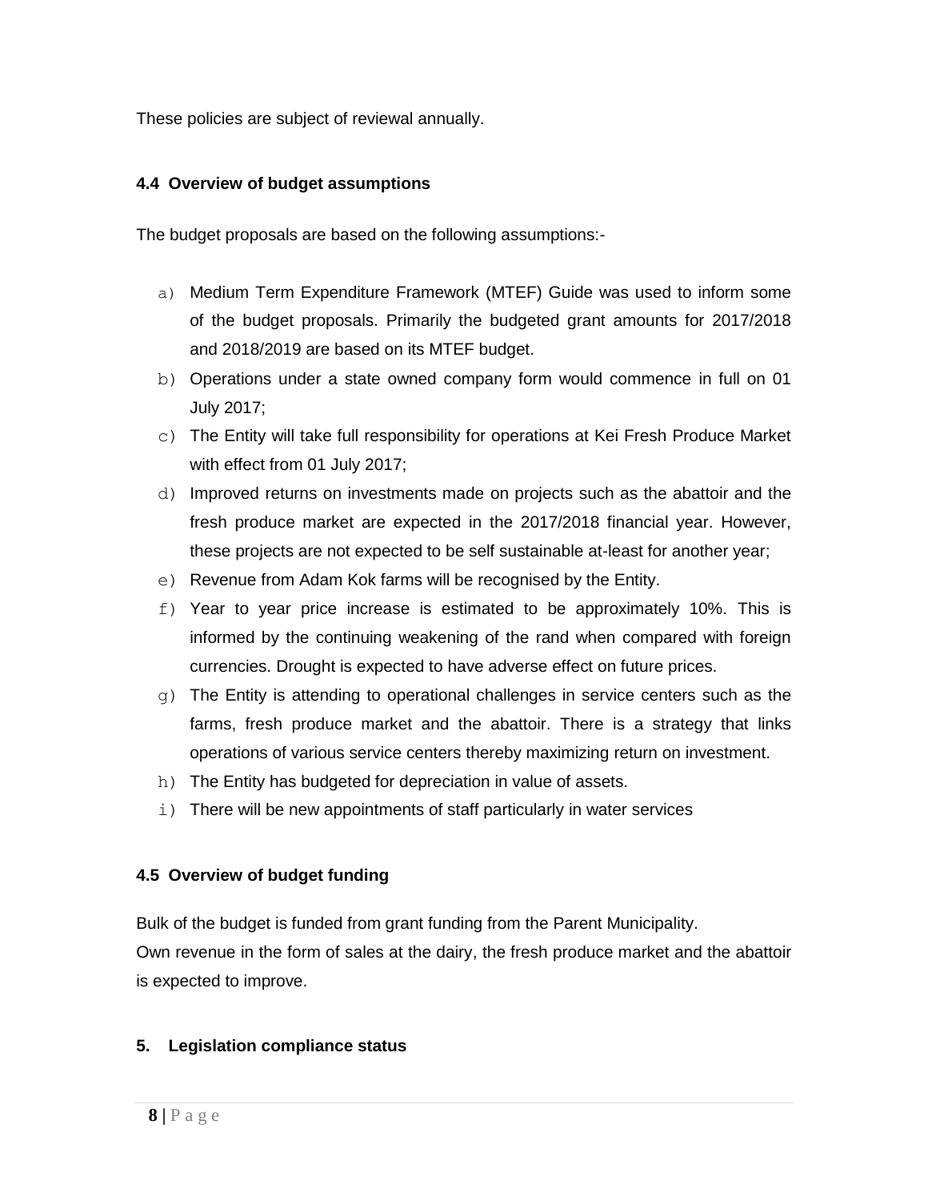These policies are subject of reviewal annually.

### 4.4 Overview of budget assumptions

The budget proposals are based on the following assumptions:-

a) Medium Term Expenditure Framework (MTEF) Guide was used to inform some of the budget proposals. Primarily the budgeted grant amounts for 2017/2018 and 2018/2019 are based on its MTEF budget.
b) Operations under a state owned company form would commence in full on 01 July 2017;
c) The Entity will take full responsibility for operations at Kei Fresh Produce Market with effect from 01 July 2017;
d) Improved returns on investments made on projects such as the abattoir and the fresh produce market are expected in the 2017/2018 financial year. However, these projects are not expected to be self sustainable at-least for another year;
e) Revenue from Adam Kok farms will be recognised by the Entity.
f) Year to year price increase is estimated to be approximately 10%. This is informed by the continuing weakening of the rand when compared with foreign currencies. Drought is expected to have adverse effect on future prices.
g) The Entity is attending to operational challenges in service centers such as the farms, fresh produce market and the abattoir. There is a strategy that links operations of various service centers thereby maximizing return on investment.
h) The Entity has budgeted for depreciation in value of assets.
i) There will be new appointments of staff particularly in water services

### 4.5 Overview of budget funding

Bulk of the budget is funded from grant funding from the Parent Municipality.
Own revenue in the form of sales at the dairy, the fresh produce market and the abattoir is expected to improve.

## 5. Legislation compliance status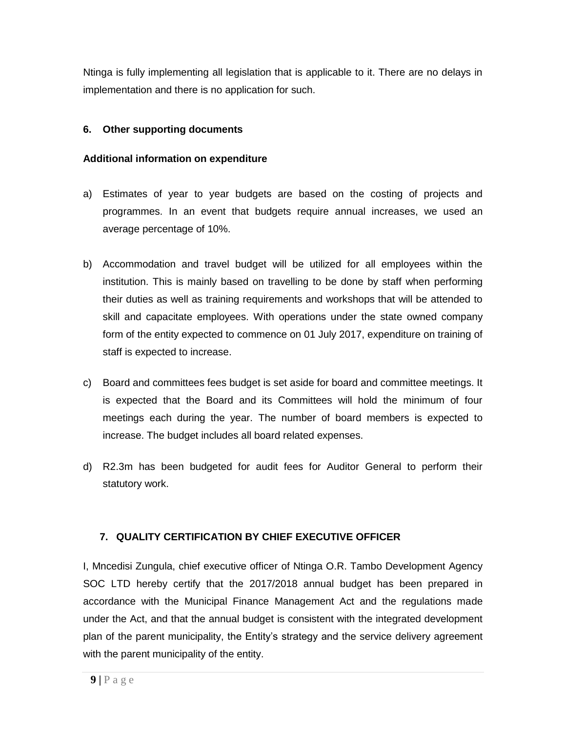Ntinga is fully implementing all legislation that is applicable to it. There are no delays in implementation and there is no application for such.

## 6. Other supporting documents

**Additional information on expenditure**

a) Estimates of year to year budgets are based on the costing of projects and programmes. In an event that budgets require annual increases, we used an average percentage of 10%.

b) Accommodation and travel budget will be utilized for all employees within the institution. This is mainly based on travelling to be done by staff when performing their duties as well as training requirements and workshops that will be attended to skill and capacitate employees. With operations under the state owned company form of the entity expected to commence on 01 July 2017, expenditure on training of staff is expected to increase.

c) Board and committees fees budget is set aside for board and committee meetings. It is expected that the Board and its Committees will hold the minimum of four meetings each during the year. The number of board members is expected to increase. The budget includes all board related expenses.

d) R2.3m has been budgeted for audit fees for Auditor General to perform their statutory work.

## 7. QUALITY CERTIFICATION BY CHIEF EXECUTIVE OFFICER

I, Mncedisi Zungula, chief executive officer of Ntinga O.R. Tambo Development Agency SOC LTD hereby certify that the 2017/2018 annual budget has been prepared in accordance with the Municipal Finance Management Act and the regulations made under the Act, and that the annual budget is consistent with the integrated development plan of the parent municipality, the Entity's strategy and the service delivery agreement with the parent municipality of the entity.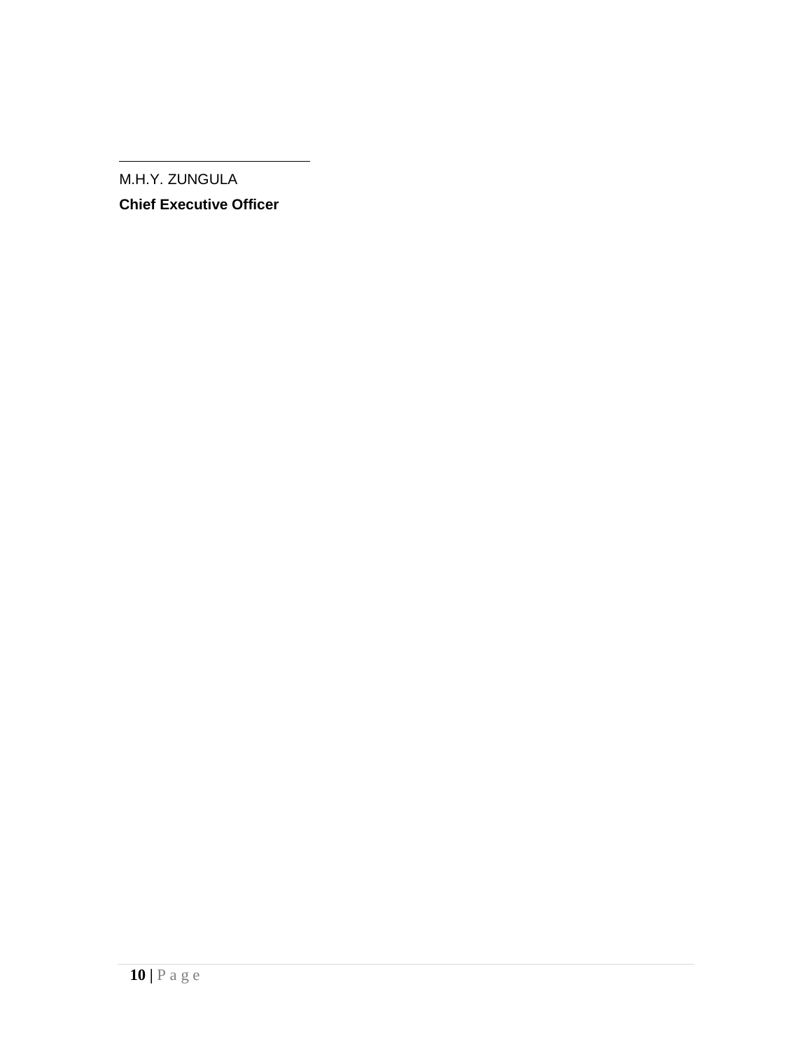_______________________

M.H.Y. ZUNGULA

**Chief Executive Officer**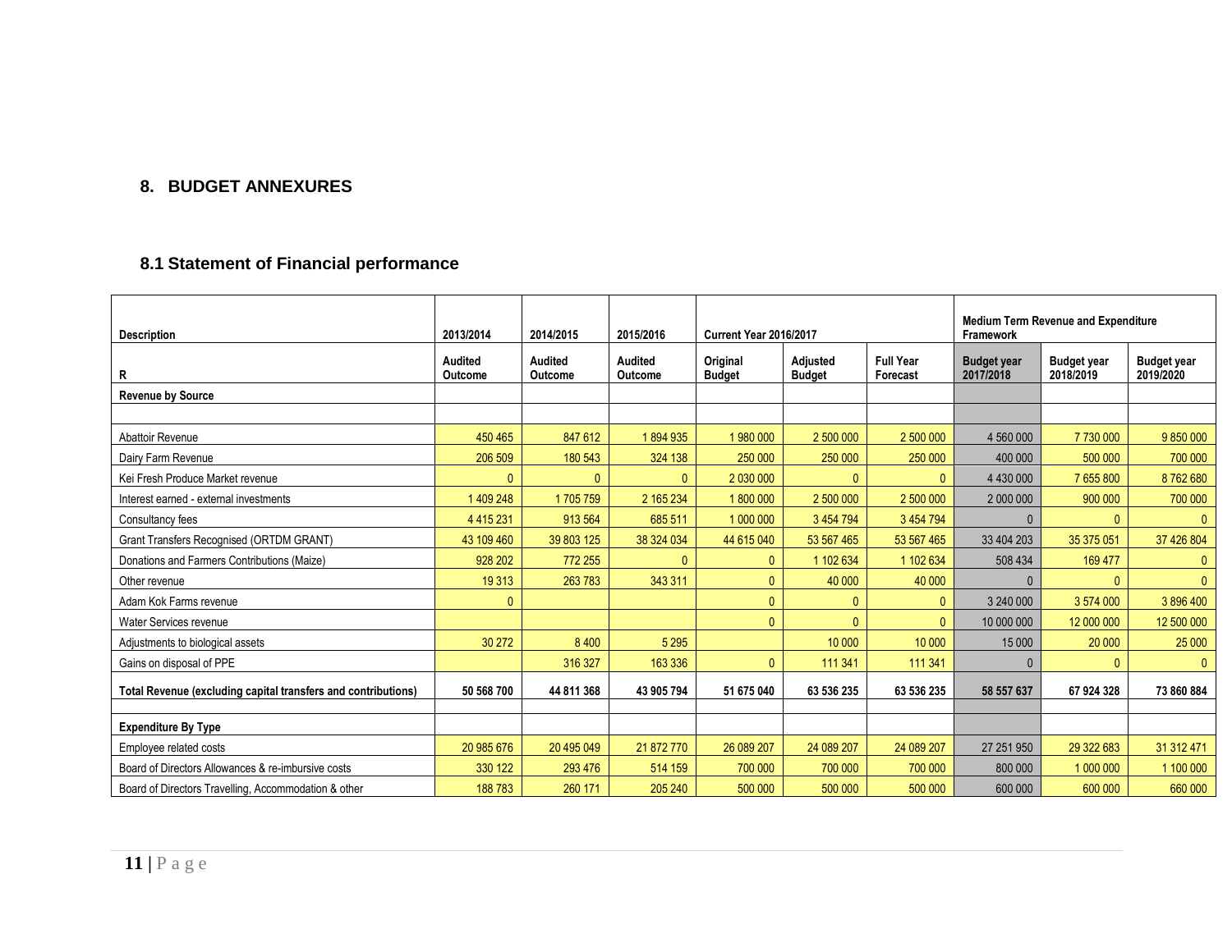## 8. BUDGET ANNEXURES

### 8.1 Statement of Financial performance

| Description | 2013/2014 | 2014/2015 | 2015/2016 | Current Year 2016/2017 | | | Medium Term Revenue and Expenditure Framework | | |
|---|---|---|---|---|---|---|---|---|---|
| R | Audited Outcome | Audited Outcome | Audited Outcome | Original Budget | Adjusted Budget | Full Year Forecast | Budget year 2017/2018 | Budget year 2018/2019 | Budget year 2019/2020 |
| **Revenue by Source** | | | | | | | | | |
| | | | | | | | | | |
| Abattoir Revenue | 450 465 | 847 612 | 1 894 935 | 1 980 000 | 2 500 000 | 2 500 000 | 4 560 000 | 7 730 000 | 9 850 000 |
| Dairy Farm Revenue | 206 509 | 180 543 | 324 138 | 250 000 | 250 000 | 250 000 | 400 000 | 500 000 | 700 000 |
| Kei Fresh Produce Market revenue | 0 | 0 | 0 | 2 030 000 | 0 | 0 | 4 430 000 | 7 655 800 | 8 762 680 |
| Interest earned - external investments | 1 409 248 | 1 705 759 | 2 165 234 | 1 800 000 | 2 500 000 | 2 500 000 | 2 000 000 | 900 000 | 700 000 |
| Consultancy fees | 4 415 231 | 913 564 | 685 511 | 1 000 000 | 3 454 794 | 3 454 794 | 0 | 0 | 0 |
| Grant Transfers Recognised (ORTDM GRANT) | 43 109 460 | 39 803 125 | 38 324 034 | 44 615 040 | 53 567 465 | 53 567 465 | 33 404 203 | 35 375 051 | 37 426 804 |
| Donations and Farmers Contributions (Maize) | 928 202 | 772 255 | 0 | 0 | 1 102 634 | 1 102 634 | 508 434 | 169 477 | 0 |
| Other revenue | 19 313 | 263 783 | 343 311 | 0 | 40 000 | 40 000 | 0 | 0 | 0 |
| Adam Kok Farms revenue | 0 | | | 0 | 0 | 0 | 3 240 000 | 3 574 000 | 3 896 400 |
| Water Services revenue | | | | 0 | 0 | 0 | 10 000 000 | 12 000 000 | 12 500 000 |
| Adjustments to biological assets | 30 272 | 8 400 | 5 295 | | 10 000 | 10 000 | 15 000 | 20 000 | 25 000 |
| Gains on disposal of PPE | | 316 327 | 163 336 | 0 | 111 341 | 111 341 | 0 | 0 | 0 |
| **Total Revenue (excluding capital transfers and contributions)** | **50 568 700** | **44 811 368** | **43 905 794** | **51 675 040** | **63 536 235** | **63 536 235** | **58 557 637** | **67 924 328** | **73 860 884** |
| | | | | | | | | | |
| **Expenditure By Type** | | | | | | | | | |
| Employee related costs | 20 985 676 | 20 495 049 | 21 872 770 | 26 089 207 | 24 089 207 | 24 089 207 | 27 251 950 | 29 322 683 | 31 312 471 |
| Board of Directors Allowances & re-imbursive costs | 330 122 | 293 476 | 514 159 | 700 000 | 700 000 | 700 000 | 800 000 | 1 000 000 | 1 100 000 |
| Board of Directors Travelling, Accommodation & other | 188 783 | 260 171 | 205 240 | 500 000 | 500 000 | 500 000 | 600 000 | 600 000 | 660 000 |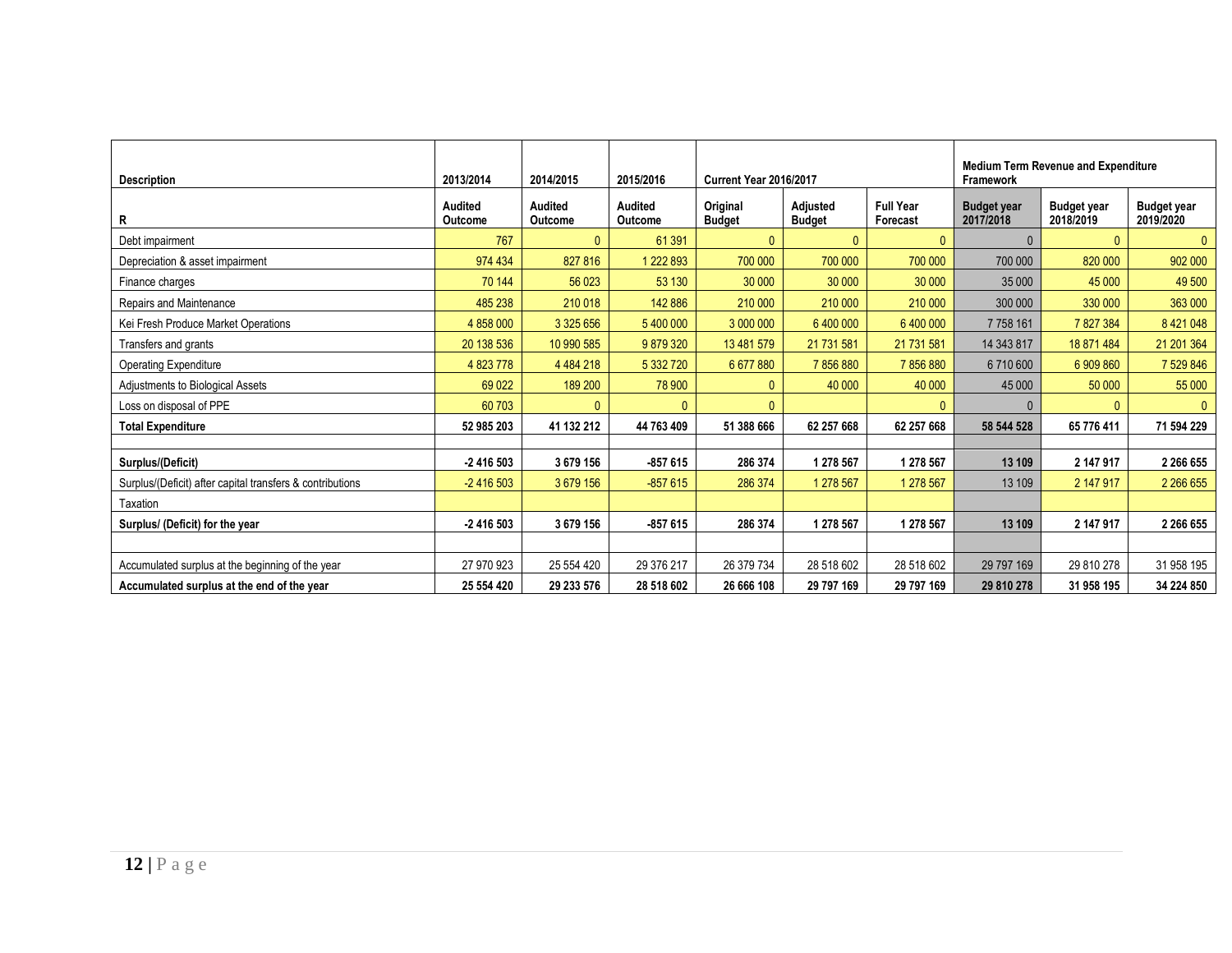| Description | 2013/2014 | 2014/2015 | 2015/2016 | Current Year 2016/2017 | | | Medium Term Revenue and Expenditure Framework | | |
|---|---|---|---|---|---|---|---|---|---|
| R | Audited Outcome | Audited Outcome | Audited Outcome | Original Budget | Adjusted Budget | Full Year Forecast | Budget year 2017/2018 | Budget year 2018/2019 | Budget year 2019/2020 |
| Debt impairment | 767 | 0 | 61 391 | 0 | 0 | 0 | 0 | 0 | 0 |
| Depreciation & asset impairment | 974 434 | 827 816 | 1 222 893 | 700 000 | 700 000 | 700 000 | 700 000 | 820 000 | 902 000 |
| Finance charges | 70 144 | 56 023 | 53 130 | 30 000 | 30 000 | 30 000 | 35 000 | 45 000 | 49 500 |
| Repairs and Maintenance | 485 238 | 210 018 | 142 886 | 210 000 | 210 000 | 210 000 | 300 000 | 330 000 | 363 000 |
| Kei Fresh Produce Market Operations | 4 858 000 | 3 325 656 | 5 400 000 | 3 000 000 | 6 400 000 | 6 400 000 | 7 758 161 | 7 827 384 | 8 421 048 |
| Transfers and grants | 20 138 536 | 10 990 585 | 9 879 320 | 13 481 579 | 21 731 581 | 21 731 581 | 14 343 817 | 18 871 484 | 21 201 364 |
| Operating Expenditure | 4 823 778 | 4 484 218 | 5 332 720 | 6 677 880 | 7 856 880 | 7 856 880 | 6 710 600 | 6 909 860 | 7 529 846 |
| Adjustments to Biological Assets | 69 022 | 189 200 | 78 900 | 0 | 40 000 | 40 000 | 45 000 | 50 000 | 55 000 |
| Loss on disposal of PPE | 60 703 | 0 | 0 | 0 | | 0 | 0 | 0 | 0 |
| **Total Expenditure** | **52 985 203** | **41 132 212** | **44 763 409** | **51 388 666** | **62 257 668** | **62 257 668** | **58 544 528** | **65 776 411** | **71 594 229** |
| | | | | | | | | | |
| **Surplus/(Deficit)** | **-2 416 503** | **3 679 156** | **-857 615** | **286 374** | **1 278 567** | **1 278 567** | **13 109** | **2 147 917** | **2 266 655** |
| Surplus/(Deficit) after capital transfers & contributions | -2 416 503 | 3 679 156 | -857 615 | 286 374 | 1 278 567 | 1 278 567 | 13 109 | 2 147 917 | 2 266 655 |
| Taxation | | | | | | | | | |
| **Surplus/ (Deficit) for the year** | **-2 416 503** | **3 679 156** | **-857 615** | **286 374** | **1 278 567** | **1 278 567** | **13 109** | **2 147 917** | **2 266 655** |
| | | | | | | | | | |
| Accumulated surplus at the beginning of the year | 27 970 923 | 25 554 420 | 29 376 217 | 26 379 734 | 28 518 602 | 28 518 602 | 29 797 169 | 29 810 278 | 31 958 195 |
| **Accumulated surplus at the end of the year** | **25 554 420** | **29 233 576** | **28 518 602** | **26 666 108** | **29 797 169** | **29 797 169** | **29 810 278** | **31 958 195** | **34 224 850** |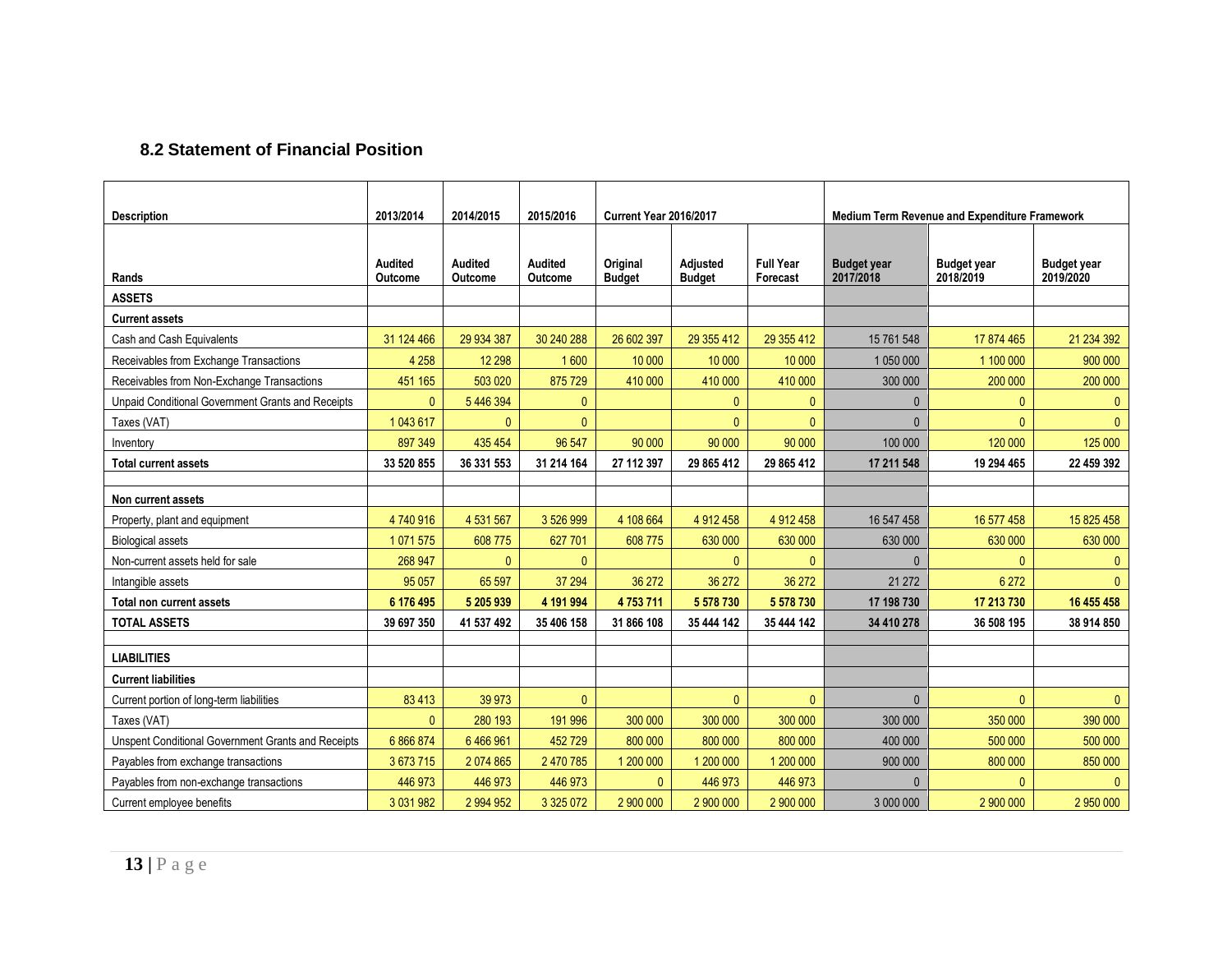## 8.2 Statement of Financial Position

| Description | 2013/2014 | 2014/2015 | 2015/2016 | Current Year 2016/2017 | | | Medium Term Revenue and Expenditure Framework | | |
|---|---|---|---|---|---|---|---|---|---|
| Rands | Audited Outcome | Audited Outcome | Audited Outcome | Original Budget | Adjusted Budget | Full Year Forecast | Budget year 2017/2018 | Budget year 2018/2019 | Budget year 2019/2020 |
| **ASSETS** | | | | | | | | | |
| **Current assets** | | | | | | | | | |
| Cash and Cash Equivalents | 31 124 466 | 29 934 387 | 30 240 288 | 26 602 397 | 29 355 412 | 29 355 412 | 15 761 548 | 17 874 465 | 21 234 392 |
| Receivables from Exchange Transactions | 4 258 | 12 298 | 1 600 | 10 000 | 10 000 | 10 000 | 1 050 000 | 1 100 000 | 900 000 |
| Receivables from Non-Exchange Transactions | 451 165 | 503 020 | 875 729 | 410 000 | 410 000 | 410 000 | 300 000 | 200 000 | 200 000 |
| Unpaid Conditional Government Grants and Receipts | 0 | 5 446 394 | 0 | | 0 | 0 | 0 | 0 | 0 |
| Taxes (VAT) | 1 043 617 | 0 | 0 | | 0 | 0 | 0 | 0 | 0 |
| Inventory | 897 349 | 435 454 | 96 547 | 90 000 | 90 000 | 90 000 | 100 000 | 120 000 | 125 000 |
| **Total current assets** | **33 520 855** | **36 331 553** | **31 214 164** | **27 112 397** | **29 865 412** | **29 865 412** | **17 211 548** | **19 294 465** | **22 459 392** |
| | | | | | | | | | |
| **Non current assets** | | | | | | | | | |
| Property, plant and equipment | 4 740 916 | 4 531 567 | 3 526 999 | 4 108 664 | 4 912 458 | 4 912 458 | 16 547 458 | 16 577 458 | 15 825 458 |
| Biological assets | 1 071 575 | 608 775 | 627 701 | 608 775 | 630 000 | 630 000 | 630 000 | 630 000 | 630 000 |
| Non-current assets held for sale | 268 947 | 0 | 0 | | 0 | 0 | 0 | 0 | 0 |
| Intangible assets | 95 057 | 65 597 | 37 294 | 36 272 | 36 272 | 36 272 | 21 272 | 6 272 | 0 |
| **Total non current assets** | **6 176 495** | **5 205 939** | **4 191 994** | **4 753 711** | **5 578 730** | **5 578 730** | **17 198 730** | **17 213 730** | **16 455 458** |
| **TOTAL ASSETS** | **39 697 350** | **41 537 492** | **35 406 158** | **31 866 108** | **35 444 142** | **35 444 142** | **34 410 278** | **36 508 195** | **38 914 850** |
| | | | | | | | | | |
| **LIABILITIES** | | | | | | | | | |
| **Current liabilities** | | | | | | | | | |
| Current portion of long-term liabilities | 83 413 | 39 973 | 0 | | 0 | 0 | 0 | 0 | 0 |
| Taxes (VAT) | 0 | 280 193 | 191 996 | 300 000 | 300 000 | 300 000 | 300 000 | 350 000 | 390 000 |
| Unspent Conditional Government Grants and Receipts | 6 866 874 | 6 466 961 | 452 729 | 800 000 | 800 000 | 800 000 | 400 000 | 500 000 | 500 000 |
| Payables from exchange transactions | 3 673 715 | 2 074 865 | 2 470 785 | 1 200 000 | 1 200 000 | 1 200 000 | 900 000 | 800 000 | 850 000 |
| Payables from non-exchange transactions | 446 973 | 446 973 | 446 973 | 0 | 446 973 | 446 973 | 0 | 0 | 0 |
| Current employee benefits | 3 031 982 | 2 994 952 | 3 325 072 | 2 900 000 | 2 900 000 | 2 900 000 | 3 000 000 | 2 900 000 | 2 950 000 |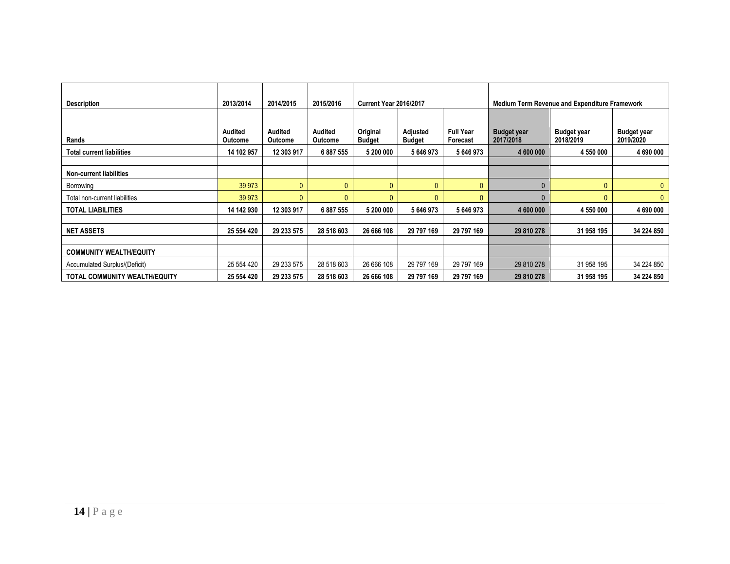| Description | 2013/2014 | 2014/2015 | 2015/2016 | Current Year 2016/2017 | | | Medium Term Revenue and Expenditure Framework | | |
|---|---|---|---|---|---|---|---|---|---|
| Rands | Audited Outcome | Audited Outcome | Audited Outcome | Original Budget | Adjusted Budget | Full Year Forecast | Budget year 2017/2018 | Budget year 2018/2019 | Budget year 2019/2020 |
| **Total current liabilities** | **14 102 957** | **12 303 917** | **6 887 555** | **5 200 000** | **5 646 973** | **5 646 973** | **4 600 000** | **4 550 000** | **4 690 000** |
| | | | | | | | | | |
| **Non-current liabilities** | | | | | | | | | |
| Borrowing | 39 973 | 0 | 0 | 0 | 0 | 0 | 0 | 0 | 0 |
| Total non-current liabilities | 39 973 | 0 | 0 | 0 | 0 | 0 | 0 | 0 | 0 |
| **TOTAL LIABILITIES** | **14 142 930** | **12 303 917** | **6 887 555** | **5 200 000** | **5 646 973** | **5 646 973** | **4 600 000** | **4 550 000** | **4 690 000** |
| | | | | | | | | | |
| **NET ASSETS** | **25 554 420** | **29 233 575** | **28 518 603** | **26 666 108** | **29 797 169** | **29 797 169** | **29 810 278** | **31 958 195** | **34 224 850** |
| | | | | | | | | | |
| **COMMUNITY WEALTH/EQUITY** | | | | | | | | | |
| Accumulated Surplus/(Deficit) | 25 554 420 | 29 233 575 | 28 518 603 | 26 666 108 | 29 797 169 | 29 797 169 | 29 810 278 | 31 958 195 | 34 224 850 |
| **TOTAL COMMUNITY WEALTH/EQUITY** | **25 554 420** | **29 233 575** | **28 518 603** | **26 666 108** | **29 797 169** | **29 797 169** | **29 810 278** | **31 958 195** | **34 224 850** |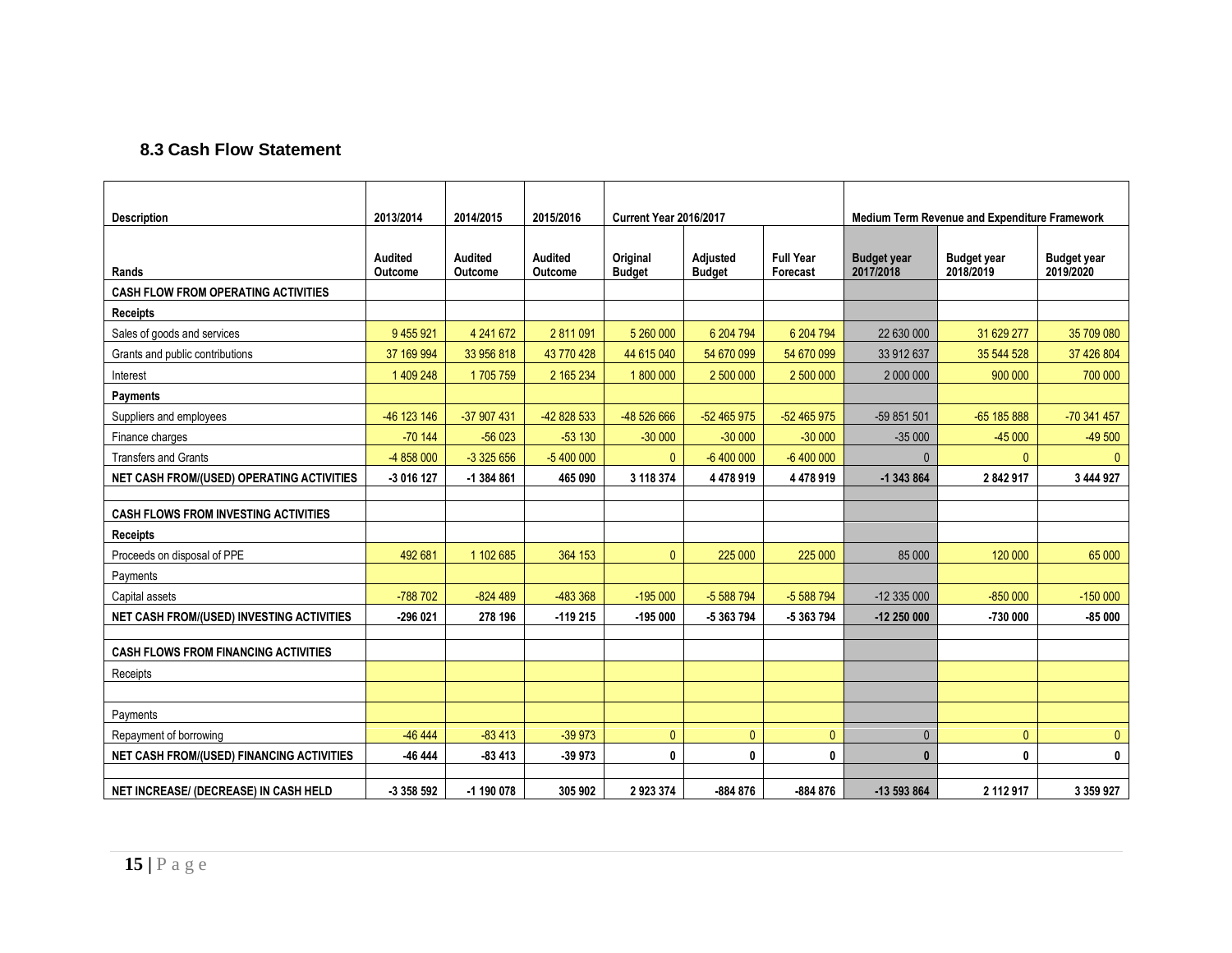## 8.3 Cash Flow Statement

| Description | 2013/2014 | 2014/2015 | 2015/2016 | Current Year 2016/2017 | | | Medium Term Revenue and Expenditure Framework | | |
|---|---|---|---|---|---|---|---|---|---|
| Rands | Audited Outcome | Audited Outcome | Audited Outcome | Original Budget | Adjusted Budget | Full Year Forecast | Budget year 2017/2018 | Budget year 2018/2019 | Budget year 2019/2020 |
| **CASH FLOW FROM OPERATING ACTIVITIES** | | | | | | | | | |
| **Receipts** | | | | | | | | | |
| Sales of goods and services | 9 455 921 | 4 241 672 | 2 811 091 | 5 260 000 | 6 204 794 | 6 204 794 | 22 630 000 | 31 629 277 | 35 709 080 |
| Grants and public contributions | 37 169 994 | 33 956 818 | 43 770 428 | 44 615 040 | 54 670 099 | 54 670 099 | 33 912 637 | 35 544 528 | 37 426 804 |
| Interest | 1 409 248 | 1 705 759 | 2 165 234 | 1 800 000 | 2 500 000 | 2 500 000 | 2 000 000 | 900 000 | 700 000 |
| **Payments** | | | | | | | | | |
| Suppliers and employees | -46 123 146 | -37 907 431 | -42 828 533 | -48 526 666 | -52 465 975 | -52 465 975 | -59 851 501 | -65 185 888 | -70 341 457 |
| Finance charges | -70 144 | -56 023 | -53 130 | -30 000 | -30 000 | -30 000 | -35 000 | -45 000 | -49 500 |
| Transfers and Grants | -4 858 000 | -3 325 656 | -5 400 000 | 0 | -6 400 000 | -6 400 000 | 0 | 0 | 0 |
| **NET CASH FROM/(USED) OPERATING ACTIVITIES** | **-3 016 127** | **-1 384 861** | **465 090** | **3 118 374** | **4 478 919** | **4 478 919** | **-1 343 864** | **2 842 917** | **3 444 927** |
| | | | | | | | | | |
| **CASH FLOWS FROM INVESTING ACTIVITIES** | | | | | | | | | |
| **Receipts** | | | | | | | | | |
| Proceeds on disposal of PPE | 492 681 | 1 102 685 | 364 153 | 0 | 225 000 | 225 000 | 85 000 | 120 000 | 65 000 |
| Payments | | | | | | | | | |
| Capital assets | -788 702 | -824 489 | -483 368 | -195 000 | -5 588 794 | -5 588 794 | -12 335 000 | -850 000 | -150 000 |
| **NET CASH FROM/(USED) INVESTING ACTIVITIES** | **-296 021** | **278 196** | **-119 215** | **-195 000** | **-5 363 794** | **-5 363 794** | **-12 250 000** | **-730 000** | **-85 000** |
| | | | | | | | | | |
| **CASH FLOWS FROM FINANCING ACTIVITIES** | | | | | | | | | |
| Receipts | | | | | | | | | |
| | | | | | | | | | |
| Payments | | | | | | | | | |
| Repayment of borrowing | -46 444 | -83 413 | -39 973 | 0 | 0 | 0 | 0 | 0 | 0 |
| **NET CASH FROM/(USED) FINANCING ACTIVITIES** | **-46 444** | **-83 413** | **-39 973** | **0** | **0** | **0** | **0** | **0** | **0** |
| | | | | | | | | | |
| **NET INCREASE/ (DECREASE) IN CASH HELD** | **-3 358 592** | **-1 190 078** | **305 902** | **2 923 374** | **-884 876** | **-884 876** | **-13 593 864** | **2 112 917** | **3 359 927** |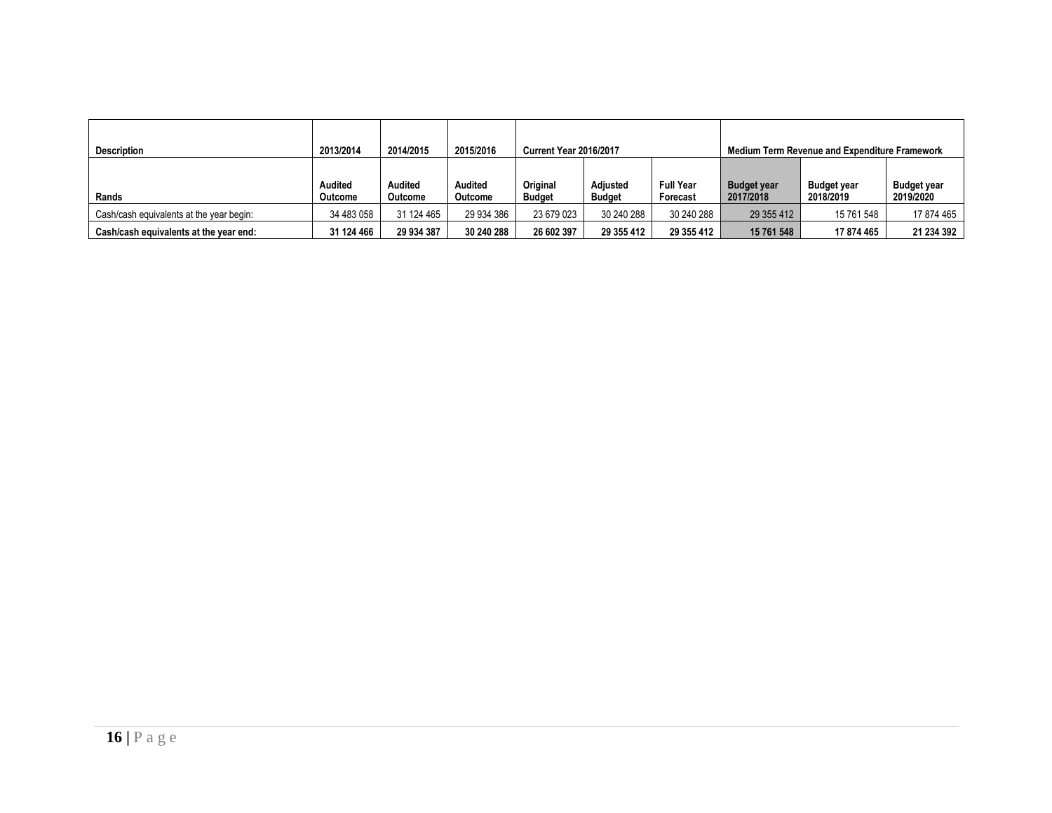| Description | 2013/2014 | 2014/2015 | 2015/2016 | Current Year 2016/2017 | | | Medium Term Revenue and Expenditure Framework | | |
|---|---|---|---|---|---|---|---|---|---|
| Rands | Audited Outcome | Audited Outcome | Audited Outcome | Original Budget | Adjusted Budget | Full Year Forecast | Budget year 2017/2018 | Budget year 2018/2019 | Budget year 2019/2020 |
| Cash/cash equivalents at the year begin: | 34 483 058 | 31 124 465 | 29 934 386 | 23 679 023 | 30 240 288 | 30 240 288 | 29 355 412 | 15 761 548 | 17 874 465 |
| **Cash/cash equivalents at the year end:** | **31 124 466** | **29 934 387** | **30 240 288** | **26 602 397** | **29 355 412** | **29 355 412** | **15 761 548** | **17 874 465** | **21 234 392** |